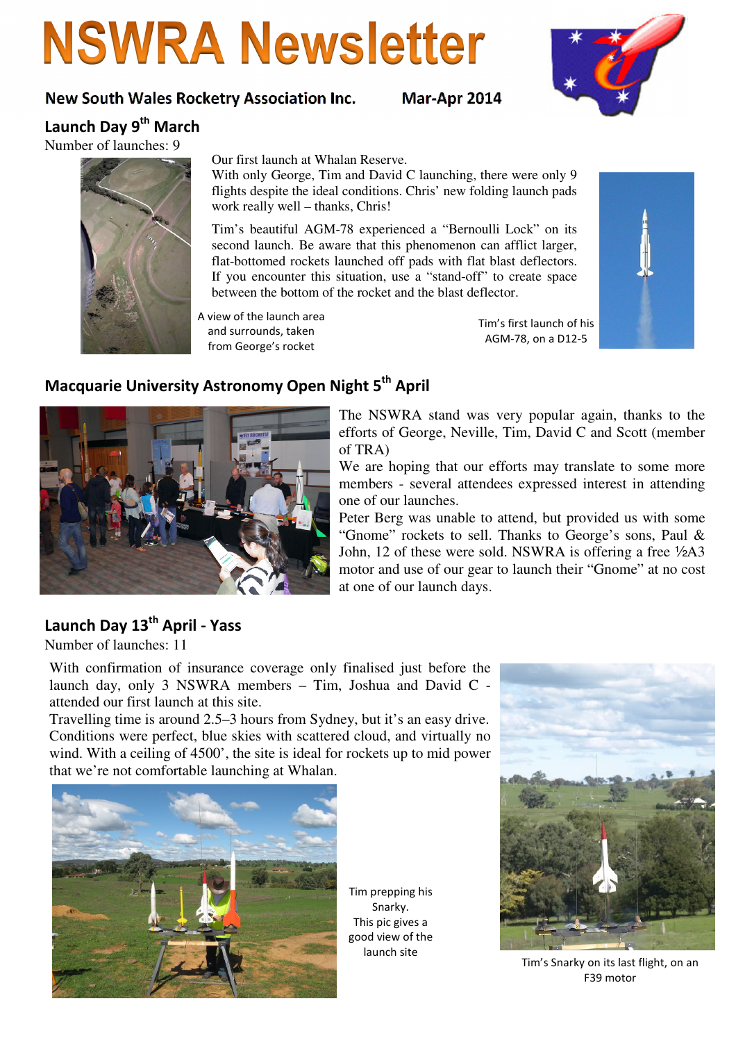# NSWRA Newsletter

**New South Wales Rocketry Association Inc.** **Mar-Apr 2014**

## Launch Day 9th March

Number of launches: 9

Our first launch at Whalan Reserve.
With only George, Tim and David C launching, there were only 9 flights despite the ideal conditions. Chris' new folding launch pads work really well – thanks, Chris!

Tim's beautiful AGM-78 experienced a "Bernoulli Lock" on its second launch. Be aware that this phenomenon can afflict larger, flat-bottomed rockets launched off pads with flat blast deflectors. If you encounter this situation, use a "stand-off" to create space between the bottom of the rocket and the blast deflector.

A view of the launch area and surrounds, taken from George's rocket

Tim's first launch of his AGM-78, on a D12-5

## Macquarie University Astronomy Open Night 5th April

The NSWRA stand was very popular again, thanks to the efforts of George, Neville, Tim, David C and Scott (member of TRA)

We are hoping that our efforts may translate to some more members - several attendees expressed interest in attending one of our launches.

Peter Berg was unable to attend, but provided us with some "Gnome" rockets to sell. Thanks to George's sons, Paul & John, 12 of these were sold. NSWRA is offering a free ½A3 motor and use of our gear to launch their "Gnome" at no cost at one of our launch days.

## Launch Day 13th April - Yass

Number of launches: 11

With confirmation of insurance coverage only finalised just before the launch day, only 3 NSWRA members – Tim, Joshua and David C - attended our first launch at this site.

Travelling time is around 2.5–3 hours from Sydney, but it's an easy drive. Conditions were perfect, blue skies with scattered cloud, and virtually no wind. With a ceiling of 4500', the site is ideal for rockets up to mid power that we're not comfortable launching at Whalan.

Tim prepping his Snarky. This pic gives a good view of the launch site

Tim's Snarky on its last flight, on an F39 motor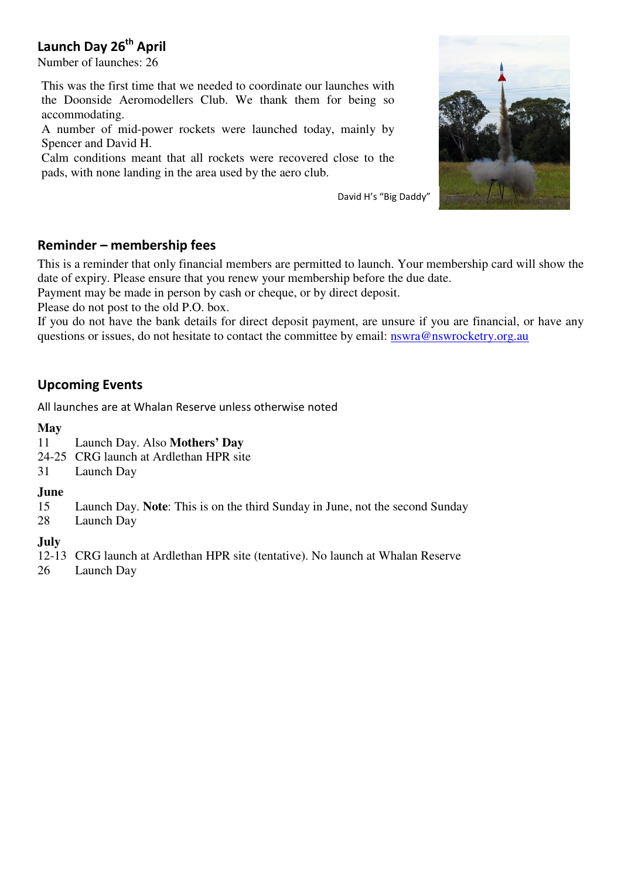## Launch Day 26th April

Number of launches: 26

This was the first time that we needed to coordinate our launches with the Doonside Aeromodellers Club. We thank them for being so accommodating.
A number of mid-power rockets were launched today, mainly by Spencer and David H.
Calm conditions meant that all rockets were recovered close to the pads, with none landing in the area used by the aero club.

David H's "Big Daddy"

## Reminder – membership fees

This is a reminder that only financial members are permitted to launch. Your membership card will show the date of expiry. Please ensure that you renew your membership before the due date.
Payment may be made in person by cash or cheque, or by direct deposit.
Please do not post to the old P.O. box.
If you do not have the bank details for direct deposit payment, are unsure if you are financial, or have any questions or issues, do not hesitate to contact the committee by email: nswra@nswrocketry.org.au

## Upcoming Events

All launches are at Whalan Reserve unless otherwise noted

**May**

11 Launch Day. Also **Mothers' Day**
24-25 CRG launch at Ardlethan HPR site
31 Launch Day

**June**

15 Launch Day. **Note**: This is on the third Sunday in June, not the second Sunday
28 Launch Day

**July**

12-13 CRG launch at Ardlethan HPR site (tentative). No launch at Whalan Reserve
26 Launch Day